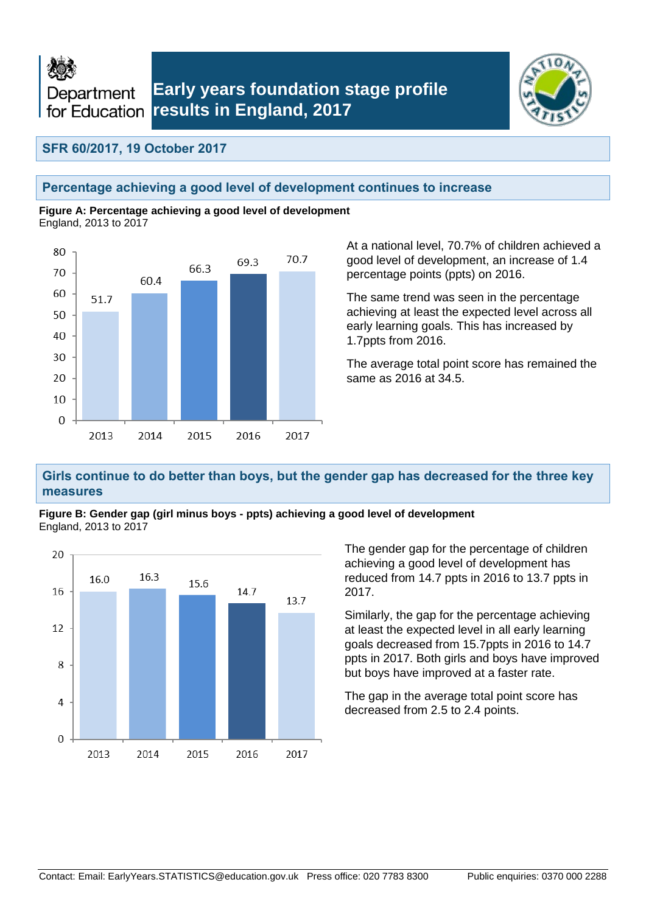# Early years foundation stage profile results in England, 2017

**SFR 60/2017, 19 October 2017**

## Percentage achieving a good level of development continues to increase

**Figure A: Percentage achieving a good level of development**
England, 2013 to 2017

| Year | Percentage |
|---|---|
| 2013 | 51.7 |
| 2014 | 60.4 |
| 2015 | 66.3 |
| 2016 | 69.3 |
| 2017 | 70.7 |

At a national level, 70.7% of children achieved a good level of development, an increase of 1.4 percentage points (ppts) on 2016.

The same trend was seen in the percentage achieving at least the expected level across all early learning goals. This has increased by 1.7ppts from 2016.

The average total point score has remained the same as 2016 at 34.5.

## Girls continue to do better than boys, but the gender gap has decreased for the three key measures

**Figure B: Gender gap (girl minus boys - ppts) achieving a good level of development**
England, 2013 to 2017

| Year | Gender gap (ppts) |
|---|---|
| 2013 | 16.0 |
| 2014 | 16.3 |
| 2015 | 15.6 |
| 2016 | 14.7 |
| 2017 | 13.7 |

The gender gap for the percentage of children achieving a good level of development has reduced from 14.7 ppts in 2016 to 13.7 ppts in 2017.

Similarly, the gap for the percentage achieving at least the expected level in all early learning goals decreased from 15.7ppts in 2016 to 14.7 ppts in 2017. Both girls and boys have improved but boys have improved at a faster rate.

The gap in the average total point score has decreased from 2.5 to 2.4 points.

Contact: Email: EarlyYears.STATISTICS@education.gov.uk Press office: 020 7783 8300 Public enquiries: 0370 000 2288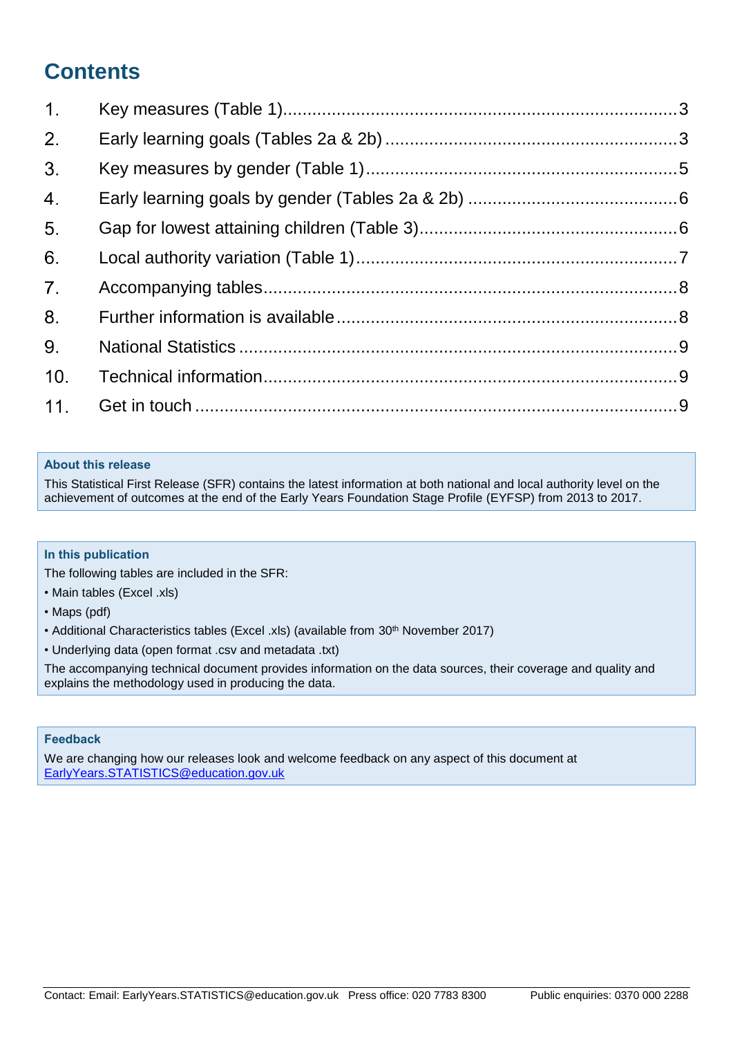## Contents

1. Key measures (Table 1)....3
2. Early learning goals (Tables 2a & 2b) ....3
3. Key measures by gender (Table 1)....5
4. Early learning goals by gender (Tables 2a & 2b) ....6
5. Gap for lowest attaining children (Table 3)....6
6. Local authority variation (Table 1)....7
7. Accompanying tables....8
8. Further information is available....8
9. National Statistics ....9
10. Technical information....9
11. Get in touch ....9

**About this release**

This Statistical First Release (SFR) contains the latest information at both national and local authority level on the achievement of outcomes at the end of the Early Years Foundation Stage Profile (EYFSP) from 2013 to 2017.

**In this publication**

The following tables are included in the SFR:

- Main tables (Excel .xls)
- Maps (pdf)
- Additional Characteristics tables (Excel .xls) (available from 30th November 2017)
- Underlying data (open format .csv and metadata .txt)

The accompanying technical document provides information on the data sources, their coverage and quality and explains the methodology used in producing the data.

**Feedback**

We are changing how our releases look and welcome feedback on any aspect of this document at EarlyYears.STATISTICS@education.gov.uk

Contact: Email: EarlyYears.STATISTICS@education.gov.uk Press office: 020 7783 8300 Public enquiries: 0370 000 2288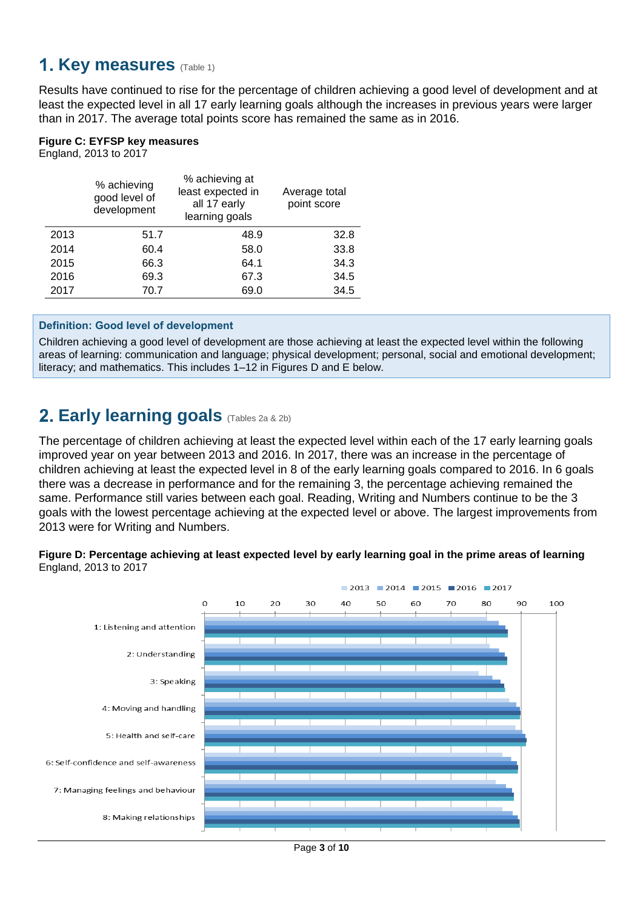## 1. Key measures (Table 1)

Results have continued to rise for the percentage of children achieving a good level of development and at least the expected level in all 17 early learning goals although the increases in previous years were larger than in 2017. The average total points score has remained the same as in 2016.

**Figure C: EYFSP key measures**
England, 2013 to 2017

| | % achieving good level of development | % achieving at least expected in all 17 early learning goals | Average total point score |
|---|---|---|---|
| 2013 | 51.7 | 48.9 | 32.8 |
| 2014 | 60.4 | 58.0 | 33.8 |
| 2015 | 66.3 | 64.1 | 34.3 |
| 2016 | 69.3 | 67.3 | 34.5 |
| 2017 | 70.7 | 69.0 | 34.5 |

**Definition: Good level of development**

Children achieving a good level of development are those achieving at least the expected level within the following areas of learning: communication and language; physical development; personal, social and emotional development; literacy; and mathematics. This includes 1–12 in Figures D and E below.

## 2. Early learning goals (Tables 2a & 2b)

The percentage of children achieving at least the expected level within each of the 17 early learning goals improved year on year between 2013 and 2016. In 2017, there was an increase in the percentage of children achieving at least the expected level in 8 of the early learning goals compared to 2016. In 6 goals there was a decrease in performance and for the remaining 3, the percentage achieving remained the same. Performance still varies between each goal. Reading, Writing and Numbers continue to be the 3 goals with the lowest percentage achieving at the expected level or above. The largest improvements from 2013 were for Writing and Numbers.

**Figure D: Percentage achieving at least expected level by early learning goal in the prime areas of learning**
England, 2013 to 2017

2013 | 2014 | 2015 | 2016 | 2017

0 10 20 30 40 50 60 70 80 90 100

1: Listening and attention
2: Understanding
3: Speaking
4: Moving and handling
5: Health and self-care
6: Self-confidence and self-awareness
7: Managing feelings and behaviour
8: Making relationships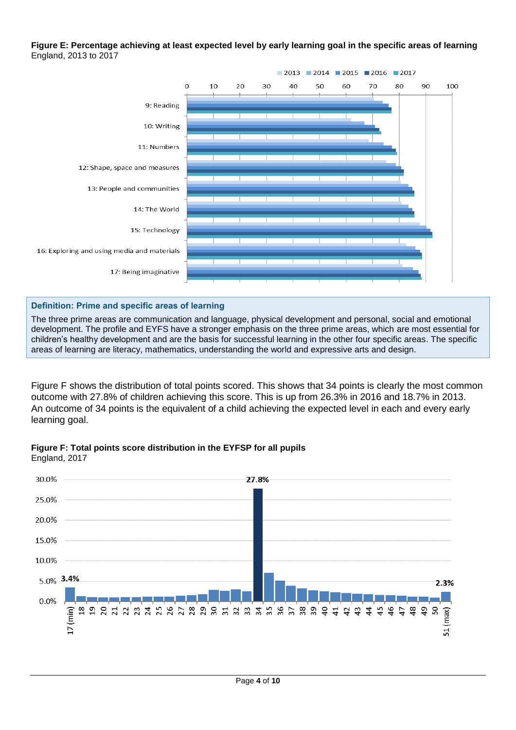**Figure E: Percentage achieving at least expected level by early learning goal in the specific areas of learning**
England, 2013 to 2017

**Definition: Prime and specific areas of learning**

The three prime areas are communication and language, physical development and personal, social and emotional development. The profile and EYFS have a stronger emphasis on the three prime areas, which are most essential for children's healthy development and are the basis for successful learning in the other four specific areas. The specific areas of learning are literacy, mathematics, understanding the world and expressive arts and design.

Figure F shows the distribution of total points scored. This shows that 34 points is clearly the most common outcome with 27.8% of children achieving this score. This is up from 26.3% in 2016 and 18.7% in 2013. An outcome of 34 points is the equivalent of a child achieving the expected level in each and every early learning goal.

**Figure F: Total points score distribution in the EYFSP for all pupils**
England, 2017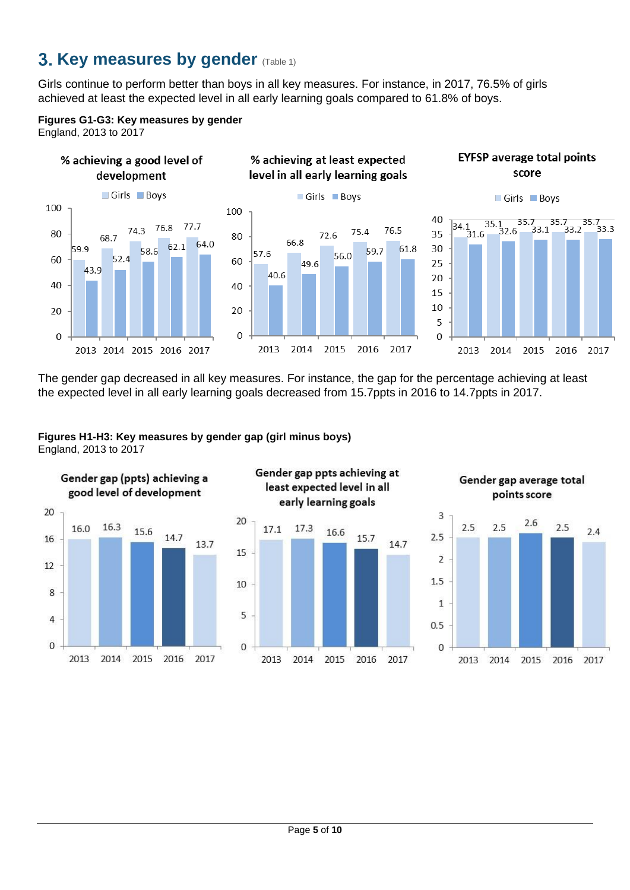## 3. Key measures by gender (Table 1)

Girls continue to perform better than boys in all key measures. For instance, in 2017, 76.5% of girls achieved at least the expected level in all early learning goals compared to 61.8% of boys.

**Figures G1-G3: Key measures by gender**
England, 2013 to 2017

% achieving a good level of development

| Year | Girls | Boys |
|---|---|---|
| 2013 | 59.9 | 43.9 |
| 2014 | 68.7 | 52.4 |
| 2015 | 74.3 | 58.6 |
| 2016 | 76.8 | 62.1 |
| 2017 | 77.7 | 64.0 |

% achieving at least expected level in all early learning goals

| Year | Girls | Boys |
|---|---|---|
| 2013 | 57.6 | 40.6 |
| 2014 | 66.8 | 49.6 |
| 2015 | 72.6 | 56.0 |
| 2016 | 75.4 | 59.7 |
| 2017 | 76.5 | 61.8 |

EYFSP average total points score

| Year | Girls | Boys |
|---|---|---|
| 2013 | 34.1 | 31.6 |
| 2014 | 35.1 | 32.6 |
| 2015 | 35.7 | 33.1 |
| 2016 | 35.7 | 33.2 |
| 2017 | 35.7 | 33.3 |

The gender gap decreased in all key measures. For instance, the gap for the percentage achieving at least the expected level in all early learning goals decreased from 15.7ppts in 2016 to 14.7ppts in 2017.

**Figures H1-H3: Key measures by gender gap (girl minus boys)**
England, 2013 to 2017

| Year | Gender gap (ppts) achieving a good level of development | Gender gap ppts achieving at least expected level in all early learning goals | Gender gap average total points score |
|---|---|---|---|
| 2013 | 16.0 | 17.1 | 2.5 |
| 2014 | 16.3 | 17.3 | 2.5 |
| 2015 | 15.6 | 16.6 | 2.6 |
| 2016 | 14.7 | 15.7 | 2.5 |
| 2017 | 13.7 | 14.7 | 2.4 |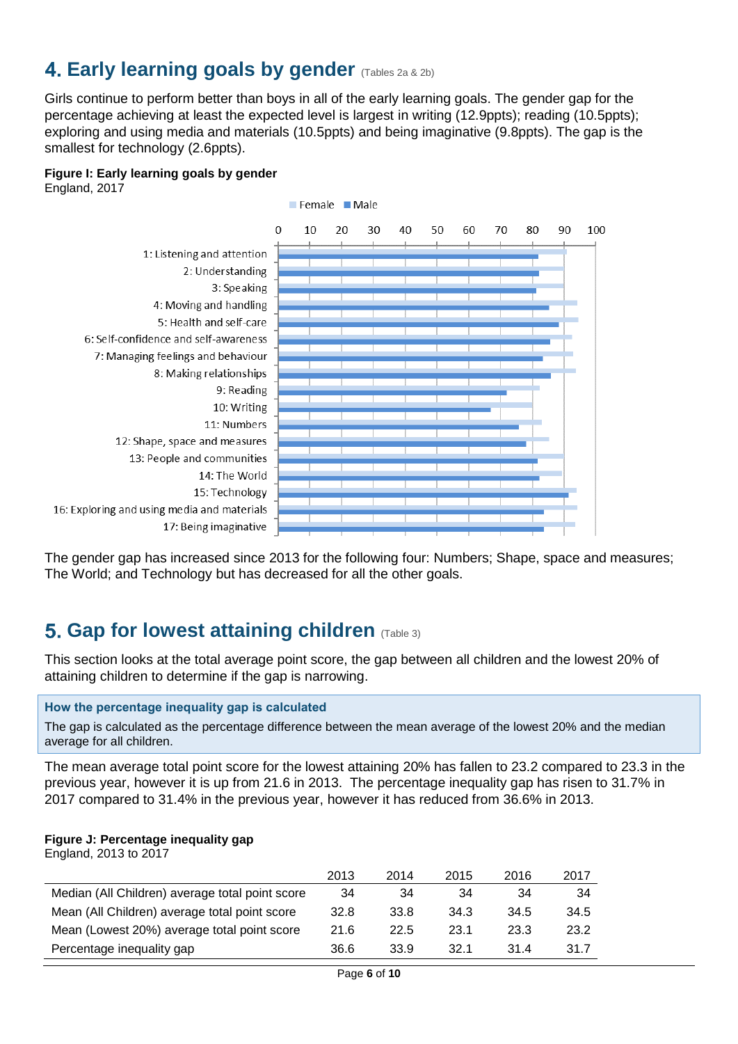## 4. Early learning goals by gender (Tables 2a & 2b)

Girls continue to perform better than boys in all of the early learning goals. The gender gap for the percentage achieving at least the expected level is largest in writing (12.9ppts); reading (10.5ppts); exploring and using media and materials (10.5ppts) and being imaginative (9.8ppts). The gap is the smallest for technology (2.6ppts).

**Figure I: Early learning goals by gender**
England, 2017

The gender gap has increased since 2013 for the following four: Numbers; Shape, space and measures; The World; and Technology but has decreased for all the other goals.

## 5. Gap for lowest attaining children (Table 3)

This section looks at the total average point score, the gap between all children and the lowest 20% of attaining children to determine if the gap is narrowing.

**How the percentage inequality gap is calculated**

The gap is calculated as the percentage difference between the mean average of the lowest 20% and the median average for all children.

The mean average total point score for the lowest attaining 20% has fallen to 23.2 compared to 23.3 in the previous year, however it is up from 21.6 in 2013. The percentage inequality gap has risen to 31.7% in 2017 compared to 31.4% in the previous year, however it has reduced from 36.6% in 2013.

**Figure J: Percentage inequality gap**
England, 2013 to 2017

| | 2013 | 2014 | 2015 | 2016 | 2017 |
|---|---|---|---|---|---|
| Median (All Children) average total point score | 34 | 34 | 34 | 34 | 34 |
| Mean (All Children) average total point score | 32.8 | 33.8 | 34.3 | 34.5 | 34.5 |
| Mean (Lowest 20%) average total point score | 21.6 | 22.5 | 23.1 | 23.3 | 23.2 |
| Percentage inequality gap | 36.6 | 33.9 | 32.1 | 31.4 | 31.7 |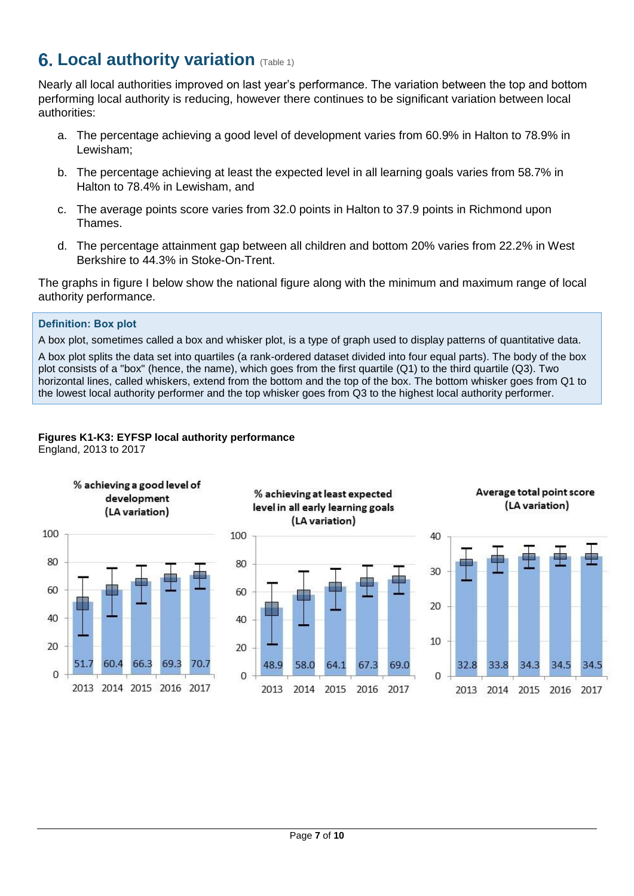## 6. Local authority variation (Table 1)

Nearly all local authorities improved on last year's performance. The variation between the top and bottom performing local authority is reducing, however there continues to be significant variation between local authorities:

a. The percentage achieving a good level of development varies from 60.9% in Halton to 78.9% in Lewisham;

b. The percentage achieving at least the expected level in all learning goals varies from 58.7% in Halton to 78.4% in Lewisham, and

c. The average points score varies from 32.0 points in Halton to 37.9 points in Richmond upon Thames.

d. The percentage attainment gap between all children and bottom 20% varies from 22.2% in West Berkshire to 44.3% in Stoke-On-Trent.

The graphs in figure I below show the national figure along with the minimum and maximum range of local authority performance.

> **Definition: Box plot**
>
> A box plot, sometimes called a box and whisker plot, is a type of graph used to display patterns of quantitative data.
>
> A box plot splits the data set into quartiles (a rank-ordered dataset divided into four equal parts). The body of the box plot consists of a "box" (hence, the name), which goes from the first quartile (Q1) to the third quartile (Q3). Two horizontal lines, called whiskers, extend from the bottom and the top of the box. The bottom whisker goes from Q1 to the lowest local authority performer and the top whisker goes from Q3 to the highest local authority performer.

**Figures K1-K3: EYFSP local authority performance**
England, 2013 to 2017

**% achieving a good level of development (LA variation)**

| 2013 | 2014 | 2015 | 2016 | 2017 |
|---|---|---|---|---|
| 51.7 | 60.4 | 66.3 | 69.3 | 70.7 |

**% achieving at least expected level in all early learning goals (LA variation)**

| 2013 | 2014 | 2015 | 2016 | 2017 |
|---|---|---|---|---|
| 48.9 | 58.0 | 64.1 | 67.3 | 69.0 |

**Average total point score (LA variation)**

| 2013 | 2014 | 2015 | 2016 | 2017 |
|---|---|---|---|---|
| 32.8 | 33.8 | 34.3 | 34.5 | 34.5 |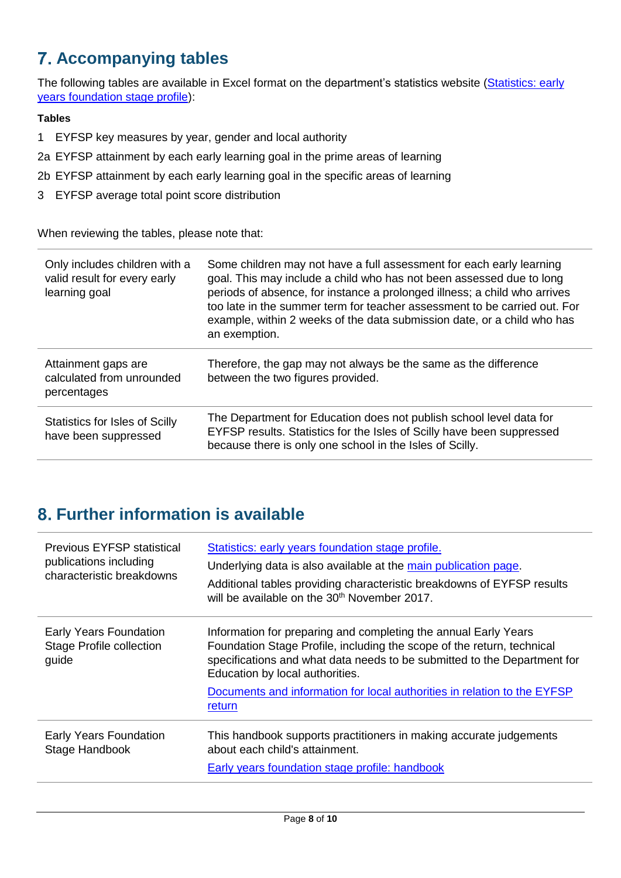## 7. Accompanying tables

The following tables are available in Excel format on the department's statistics website ([Statistics: early years foundation stage profile]()):

**Tables**

1 EYFSP key measures by year, gender and local authority

2a EYFSP attainment by each early learning goal in the prime areas of learning

2b EYFSP attainment by each early learning goal in the specific areas of learning

3 EYFSP average total point score distribution

When reviewing the tables, please note that:

| | |
|---|---|
| Only includes children with a valid result for every early learning goal | Some children may not have a full assessment for each early learning goal. This may include a child who has not been assessed due to long periods of absence, for instance a prolonged illness; a child who arrives too late in the summer term for teacher assessment to be carried out. For example, within 2 weeks of the data submission date, or a child who has an exemption. |
| Attainment gaps are calculated from unrounded percentages | Therefore, the gap may not always be the same as the difference between the two figures provided. |
| Statistics for Isles of Scilly have been suppressed | The Department for Education does not publish school level data for EYFSP results. Statistics for the Isles of Scilly have been suppressed because there is only one school in the Isles of Scilly. |

## 8. Further information is available

| | |
|---|---|
| Previous EYFSP statistical publications including characteristic breakdowns | [Statistics: early years foundation stage profile.]()<br>Underlying data is also available at the [main publication page]().<br>Additional tables providing characteristic breakdowns of EYFSP results will be available on the 30th November 2017. |
| Early Years Foundation Stage Profile collection guide | Information for preparing and completing the annual Early Years Foundation Stage Profile, including the scope of the return, technical specifications and what data needs to be submitted to the Department for Education by local authorities.<br>[Documents and information for local authorities in relation to the EYFSP return]() |
| Early Years Foundation Stage Handbook | This handbook supports practitioners in making accurate judgements about each child's attainment.<br>[Early years foundation stage profile: handbook]() |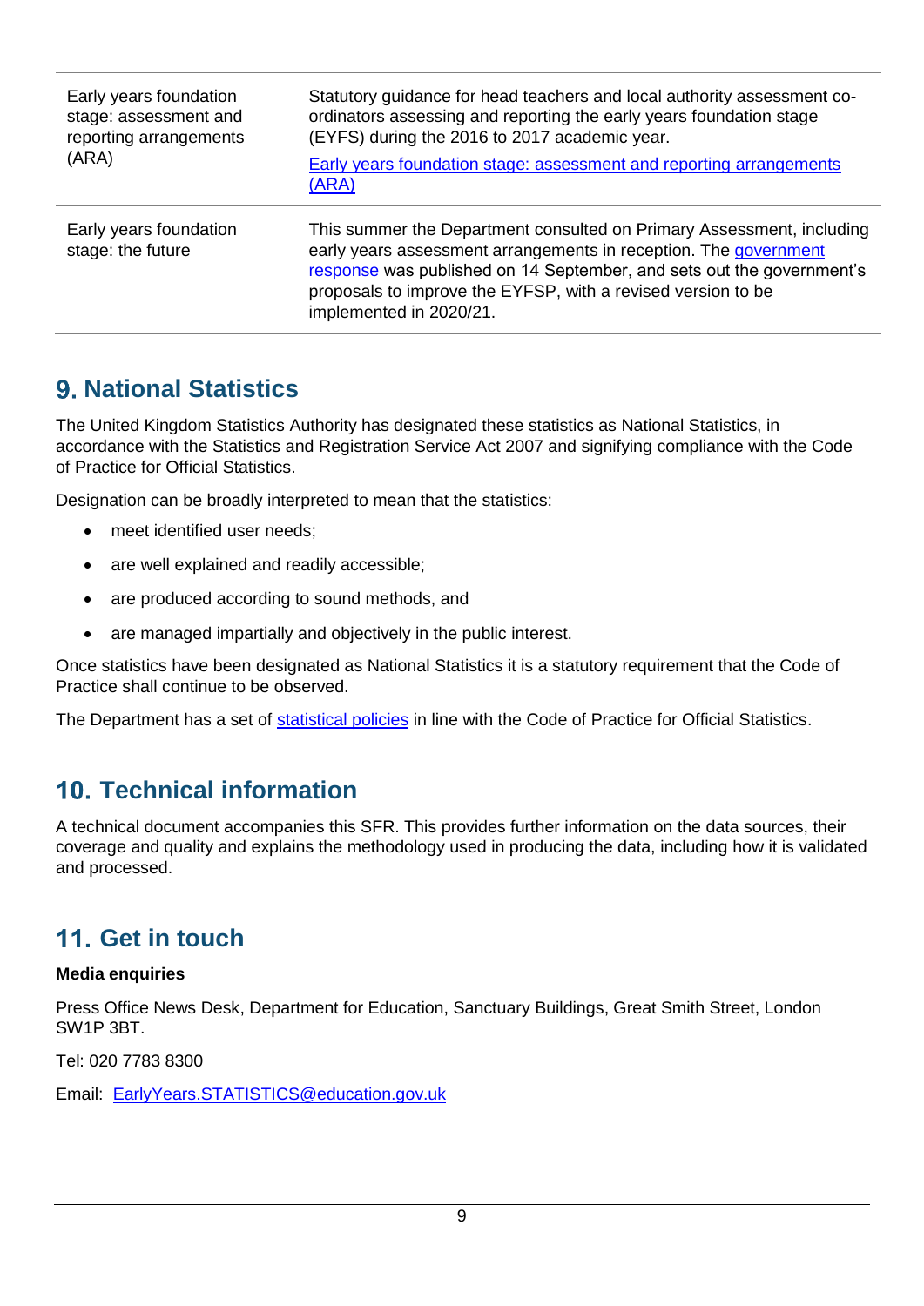| | |
|---|---|
| Early years foundation stage: assessment and reporting arrangements (ARA) | Statutory guidance for head teachers and local authority assessment co-ordinators assessing and reporting the early years foundation stage (EYFS) during the 2016 to 2017 academic year. [Early years foundation stage: assessment and reporting arrangements (ARA)](#) |
| Early years foundation stage: the future | This summer the Department consulted on Primary Assessment, including early years assessment arrangements in reception. The [government response](#) was published on 14 September, and sets out the government's proposals to improve the EYFSP, with a revised version to be implemented in 2020/21. |

## 9. National Statistics

The United Kingdom Statistics Authority has designated these statistics as National Statistics, in accordance with the Statistics and Registration Service Act 2007 and signifying compliance with the Code of Practice for Official Statistics.

Designation can be broadly interpreted to mean that the statistics:

- meet identified user needs;
- are well explained and readily accessible;
- are produced according to sound methods, and
- are managed impartially and objectively in the public interest.

Once statistics have been designated as National Statistics it is a statutory requirement that the Code of Practice shall continue to be observed.

The Department has a set of [statistical policies](#) in line with the Code of Practice for Official Statistics.

## 10. Technical information

A technical document accompanies this SFR. This provides further information on the data sources, their coverage and quality and explains the methodology used in producing the data, including how it is validated and processed.

## 11. Get in touch

**Media enquiries**

Press Office News Desk, Department for Education, Sanctuary Buildings, Great Smith Street, London SW1P 3BT.

Tel: 020 7783 8300

Email: [EarlyYears.STATISTICS@education.gov.uk](mailto:EarlyYears.STATISTICS@education.gov.uk)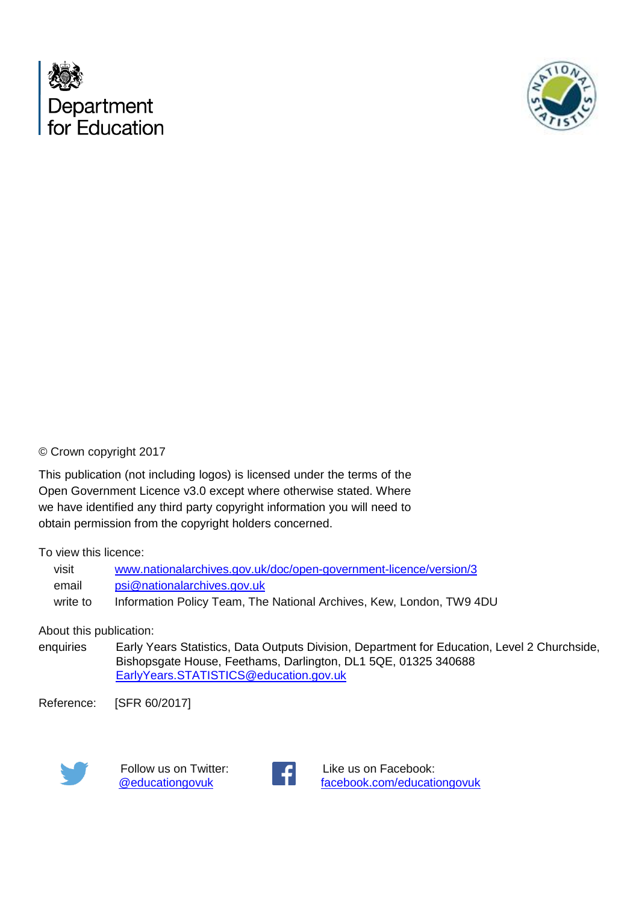Department for Education

© Crown copyright 2017

This publication (not including logos) is licensed under the terms of the Open Government Licence v3.0 except where otherwise stated. Where we have identified any third party copyright information you will need to obtain permission from the copyright holders concerned.

To view this licence:

| | |
|---|---|
| visit | www.nationalarchives.gov.uk/doc/open-government-licence/version/3 |
| email | psi@nationalarchives.gov.uk |
| write to | Information Policy Team, The National Archives, Kew, London, TW9 4DU |

About this publication:

| | |
|---|---|
| enquiries | Early Years Statistics, Data Outputs Division, Department for Education, Level 2 Churchside, Bishopsgate House, Feethams, Darlington, DL1 5QE, 01325 340688 EarlyYears.STATISTICS@education.gov.uk |

Reference: [SFR 60/2017]

Follow us on Twitter: @educationgovuk

Like us on Facebook: facebook.com/educationgovuk